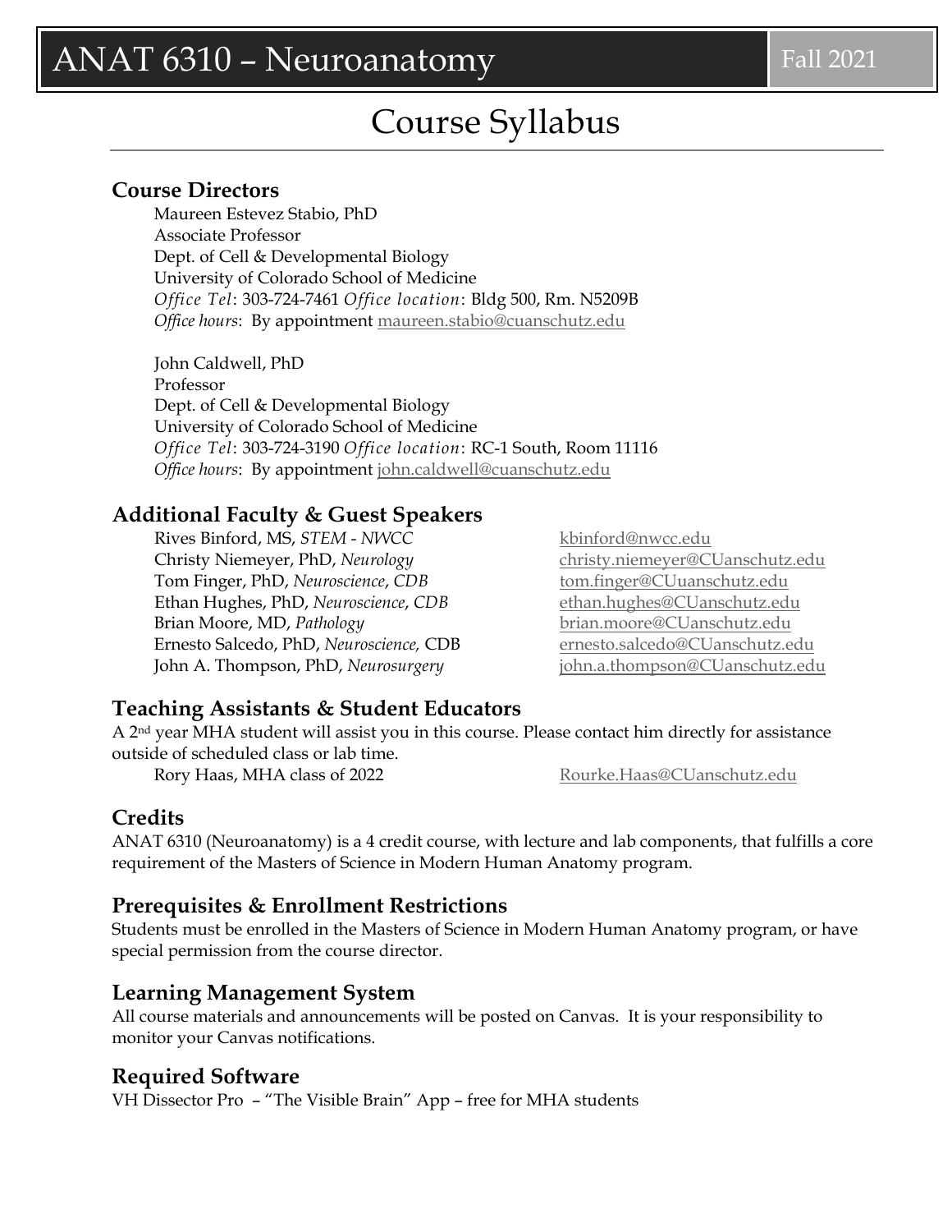# ANAT 6310 – Neuroanatomy

Fall 2021

# Course Syllabus

## Course Directors

Maureen Estevez Stabio, PhD
Associate Professor
Dept. of Cell & Developmental Biology
University of Colorado School of Medicine
*Office Tel*: 303-724-7461 *Office location*: Bldg 500, Rm. N5209B
*Office hours*: By appointment maureen.stabio@cuanschutz.edu

John Caldwell, PhD
Professor
Dept. of Cell & Developmental Biology
University of Colorado School of Medicine
*Office Tel*: 303-724-3190 *Office location*: RC-1 South, Room 11116
*Office hours*: By appointment john.caldwell@cuanschutz.edu

## Additional Faculty & Guest Speakers

| | |
|---|---|
| Rives Binford, MS, *STEM - NWCC* | kbinford@nwcc.edu |
| Christy Niemeyer, PhD, *Neurology* | christy.niemeyer@CUanschutz.edu |
| Tom Finger, PhD, *Neuroscience*, *CDB* | tom.finger@CUuanschutz.edu |
| Ethan Hughes, PhD, *Neuroscience*, *CDB* | ethan.hughes@CUanschutz.edu |
| Brian Moore, MD, *Pathology* | brian.moore@CUanschutz.edu |
| Ernesto Salcedo, PhD, *Neuroscience,* CDB | ernesto.salcedo@CUanschutz.edu |
| John A. Thompson, PhD, *Neurosurgery* | john.a.thompson@CUanschutz.edu |

## Teaching Assistants & Student Educators

A 2nd year MHA student will assist you in this course. Please contact him directly for assistance outside of scheduled class or lab time.

Rory Haas, MHA class of 2022 Rourke.Haas@CUanschutz.edu

## Credits

ANAT 6310 (Neuroanatomy) is a 4 credit course, with lecture and lab components, that fulfills a core requirement of the Masters of Science in Modern Human Anatomy program.

## Prerequisites & Enrollment Restrictions

Students must be enrolled in the Masters of Science in Modern Human Anatomy program, or have special permission from the course director.

## Learning Management System

All course materials and announcements will be posted on Canvas. It is your responsibility to monitor your Canvas notifications.

## Required Software

VH Dissector Pro – "The Visible Brain" App – free for MHA students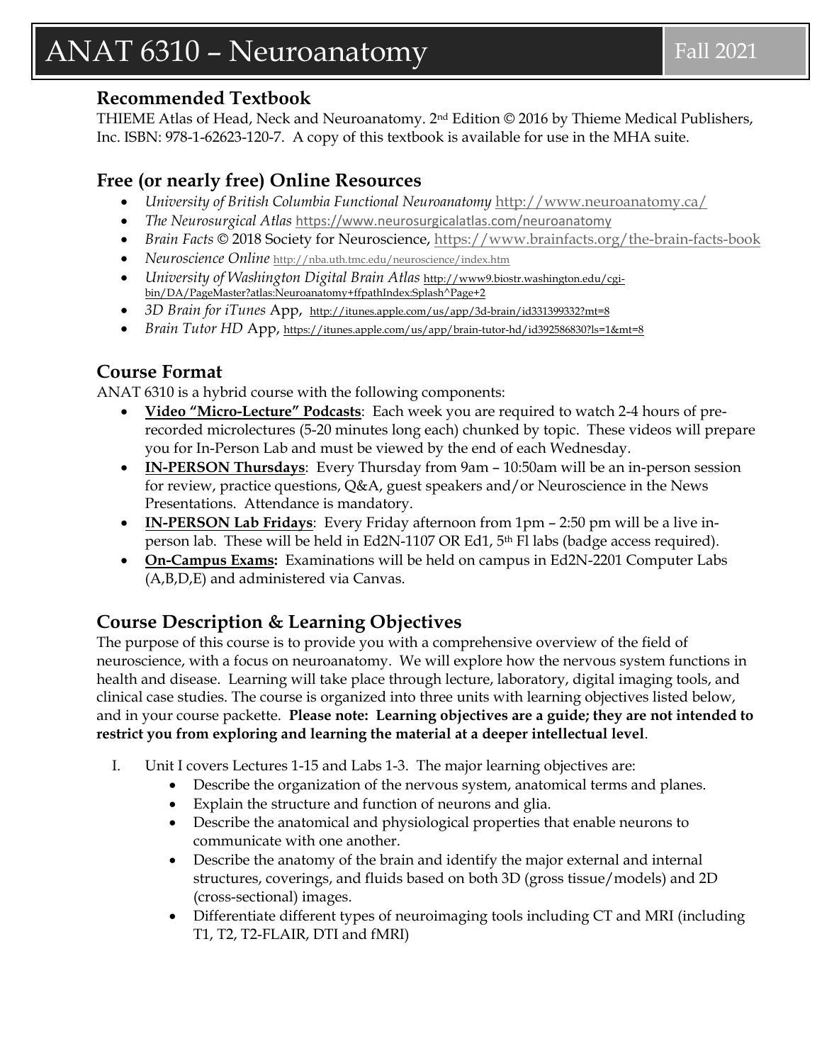## Recommended Textbook

THIEME Atlas of Head, Neck and Neuroanatomy. 2nd Edition © 2016 by Thieme Medical Publishers, Inc. ISBN: 978-1-62623-120-7. A copy of this textbook is available for use in the MHA suite.

## Free (or nearly free) Online Resources

- *University of British Columbia Functional Neuroanatomy* http://www.neuroanatomy.ca/
- *The Neurosurgical Atlas* https://www.neurosurgicalatlas.com/neuroanatomy
- *Brain Facts* © 2018 Society for Neuroscience, https://www.brainfacts.org/the-brain-facts-book
- *Neuroscience Online* http://nba.uth.tmc.edu/neuroscience/index.htm
- *University of Washington Digital Brain Atlas* http://www9.biostr.washington.edu/cgi-bin/DA/PageMaster?atlas:Neuroanatomy+ffpathIndex:Splash^Page+2
- *3D Brain for iTunes* App, http://itunes.apple.com/us/app/3d-brain/id331399332?mt=8
- *Brain Tutor HD* App, https://itunes.apple.com/us/app/brain-tutor-hd/id392586830?ls=1&mt=8

## Course Format

ANAT 6310 is a hybrid course with the following components:

- **Video "Micro-Lecture" Podcasts**: Each week you are required to watch 2-4 hours of pre-recorded microlectures (5-20 minutes long each) chunked by topic. These videos will prepare you for In-Person Lab and must be viewed by the end of each Wednesday.
- **IN-PERSON Thursdays**: Every Thursday from 9am – 10:50am will be an in-person session for review, practice questions, Q&A, guest speakers and/or Neuroscience in the News Presentations. Attendance is mandatory.
- **IN-PERSON Lab Fridays**: Every Friday afternoon from 1pm – 2:50 pm will be a live in-person lab. These will be held in Ed2N-1107 OR Ed1, 5th Fl labs (badge access required).
- **On-Campus Exams:** Examinations will be held on campus in Ed2N-2201 Computer Labs (A,B,D,E) and administered via Canvas.

## Course Description & Learning Objectives

The purpose of this course is to provide you with a comprehensive overview of the field of neuroscience, with a focus on neuroanatomy. We will explore how the nervous system functions in health and disease. Learning will take place through lecture, laboratory, digital imaging tools, and clinical case studies. The course is organized into three units with learning objectives listed below, and in your course packette. **Please note: Learning objectives are a guide; they are not intended to restrict you from exploring and learning the material at a deeper intellectual level**.

I. Unit I covers Lectures 1-15 and Labs 1-3. The major learning objectives are:
   - Describe the organization of the nervous system, anatomical terms and planes.
   - Explain the structure and function of neurons and glia.
   - Describe the anatomical and physiological properties that enable neurons to communicate with one another.
   - Describe the anatomy of the brain and identify the major external and internal structures, coverings, and fluids based on both 3D (gross tissue/models) and 2D (cross-sectional) images.
   - Differentiate different types of neuroimaging tools including CT and MRI (including T1, T2, T2-FLAIR, DTI and fMRI)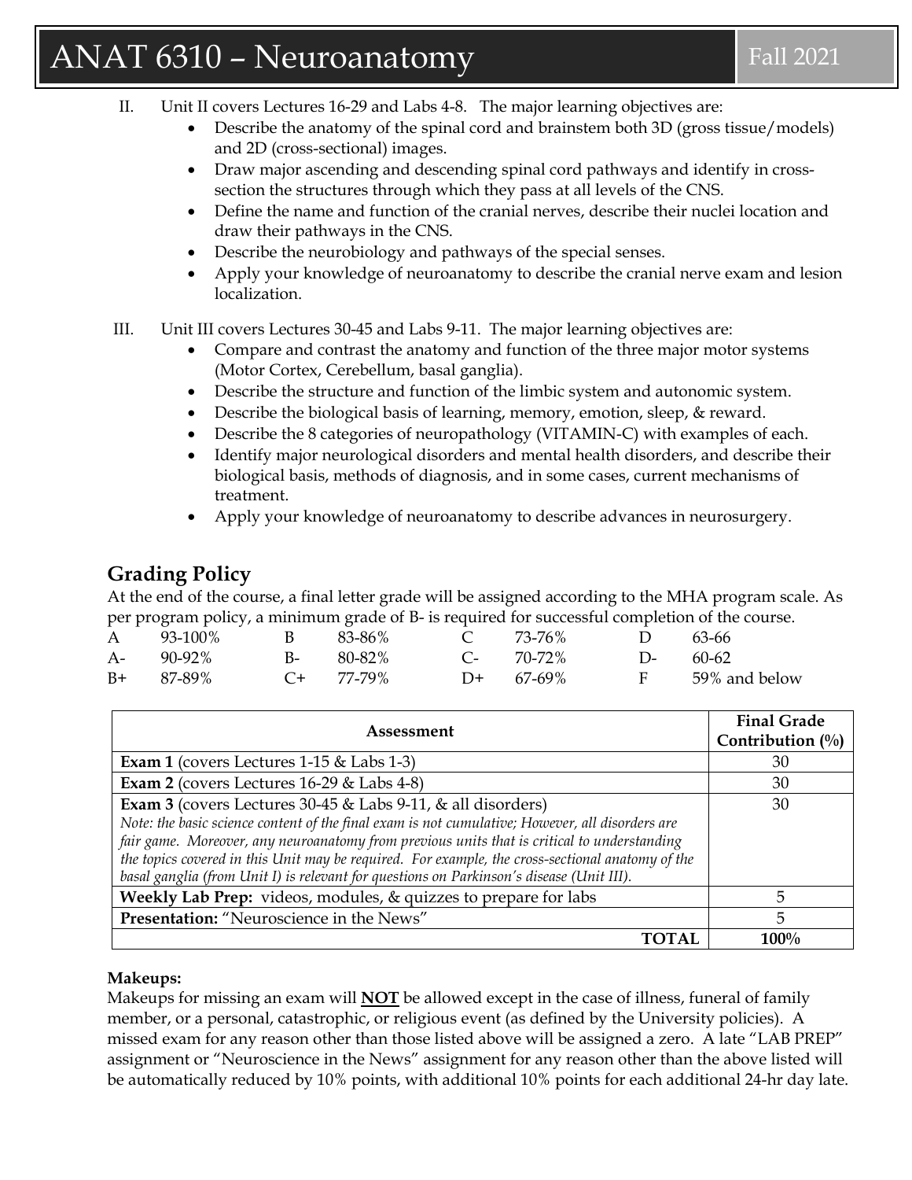II. Unit II covers Lectures 16-29 and Labs 4-8. The major learning objectives are:
   - Describe the anatomy of the spinal cord and brainstem both 3D (gross tissue/models) and 2D (cross-sectional) images.
   - Draw major ascending and descending spinal cord pathways and identify in cross-section the structures through which they pass at all levels of the CNS.
   - Define the name and function of the cranial nerves, describe their nuclei location and draw their pathways in the CNS.
   - Describe the neurobiology and pathways of the special senses.
   - Apply your knowledge of neuroanatomy to describe the cranial nerve exam and lesion localization.

III. Unit III covers Lectures 30-45 and Labs 9-11. The major learning objectives are:
   - Compare and contrast the anatomy and function of the three major motor systems (Motor Cortex, Cerebellum, basal ganglia).
   - Describe the structure and function of the limbic system and autonomic system.
   - Describe the biological basis of learning, memory, emotion, sleep, & reward.
   - Describe the 8 categories of neuropathology (VITAMIN-C) with examples of each.
   - Identify major neurological disorders and mental health disorders, and describe their biological basis, methods of diagnosis, and in some cases, current mechanisms of treatment.
   - Apply your knowledge of neuroanatomy to describe advances in neurosurgery.

## Grading Policy

At the end of the course, a final letter grade will be assigned according to the MHA program scale. As per program policy, a minimum grade of B- is required for successful completion of the course.

| | | | | | | | |
|---|---|---|---|---|---|---|---|
| A | 93-100% | B | 83-86% | C | 73-76% | D | 63-66 |
| A- | 90-92% | B- | 80-82% | C- | 70-72% | D- | 60-62 |
| B+ | 87-89% | C+ | 77-79% | D+ | 67-69% | F | 59% and below |

| Assessment | Final Grade Contribution (%) |
|---|---|
| **Exam 1** (covers Lectures 1-15 & Labs 1-3) | 30 |
| **Exam 2** (covers Lectures 16-29 & Labs 4-8) | 30 |
| **Exam 3** (covers Lectures 30-45 & Labs 9-11, & all disorders)<br>*Note: the basic science content of the final exam is not cumulative; However, all disorders are fair game. Moreover, any neuroanatomy from previous units that is critical to understanding the topics covered in this Unit may be required. For example, the cross-sectional anatomy of the basal ganglia (from Unit I) is relevant for questions on Parkinson's disease (Unit III).* | 30 |
| **Weekly Lab Prep:** videos, modules, & quizzes to prepare for labs | 5 |
| **Presentation:** "Neuroscience in the News" | 5 |
| **TOTAL** | **100%** |

**Makeups:**

Makeups for missing an exam will **NOT** be allowed except in the case of illness, funeral of family member, or a personal, catastrophic, or religious event (as defined by the University policies). A missed exam for any reason other than those listed above will be assigned a zero. A late "LAB PREP" assignment or "Neuroscience in the News" assignment for any reason other than the above listed will be automatically reduced by 10% points, with additional 10% points for each additional 24-hr day late.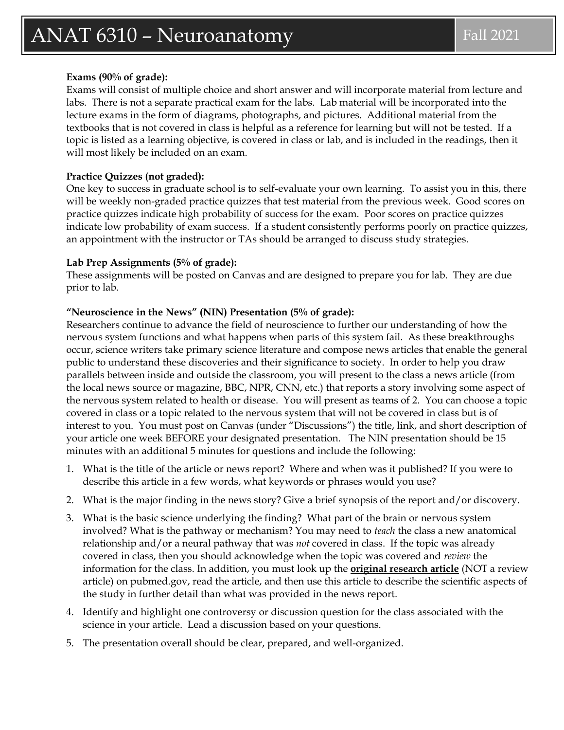**Exams (90% of grade):**
Exams will consist of multiple choice and short answer and will incorporate material from lecture and labs. There is not a separate practical exam for the labs. Lab material will be incorporated into the lecture exams in the form of diagrams, photographs, and pictures. Additional material from the textbooks that is not covered in class is helpful as a reference for learning but will not be tested. If a topic is listed as a learning objective, is covered in class or lab, and is included in the readings, then it will most likely be included on an exam.

**Practice Quizzes (not graded):**
One key to success in graduate school is to self-evaluate your own learning. To assist you in this, there will be weekly non-graded practice quizzes that test material from the previous week. Good scores on practice quizzes indicate high probability of success for the exam. Poor scores on practice quizzes indicate low probability of exam success. If a student consistently performs poorly on practice quizzes, an appointment with the instructor or TAs should be arranged to discuss study strategies.

**Lab Prep Assignments (5% of grade):**
These assignments will be posted on Canvas and are designed to prepare you for lab. They are due prior to lab.

**"Neuroscience in the News" (NIN) Presentation (5% of grade):**
Researchers continue to advance the field of neuroscience to further our understanding of how the nervous system functions and what happens when parts of this system fail. As these breakthroughs occur, science writers take primary science literature and compose news articles that enable the general public to understand these discoveries and their significance to society. In order to help you draw parallels between inside and outside the classroom, you will present to the class a news article (from the local news source or magazine, BBC, NPR, CNN, etc.) that reports a story involving some aspect of the nervous system related to health or disease. You will present as teams of 2. You can choose a topic covered in class or a topic related to the nervous system that will not be covered in class but is of interest to you. You must post on Canvas (under "Discussions") the title, link, and short description of your article one week BEFORE your designated presentation. The NIN presentation should be 15 minutes with an additional 5 minutes for questions and include the following:

1. What is the title of the article or news report? Where and when was it published? If you were to describe this article in a few words, what keywords or phrases would you use?
2. What is the major finding in the news story? Give a brief synopsis of the report and/or discovery.
3. What is the basic science underlying the finding? What part of the brain or nervous system involved? What is the pathway or mechanism? You may need to *teach* the class a new anatomical relationship and/or a neural pathway that was *not* covered in class. If the topic was already covered in class, then you should acknowledge when the topic was covered and *review* the information for the class. In addition, you must look up the **original research article** (NOT a review article) on pubmed.gov, read the article, and then use this article to describe the scientific aspects of the study in further detail than what was provided in the news report.
4. Identify and highlight one controversy or discussion question for the class associated with the science in your article. Lead a discussion based on your questions.
5. The presentation overall should be clear, prepared, and well-organized.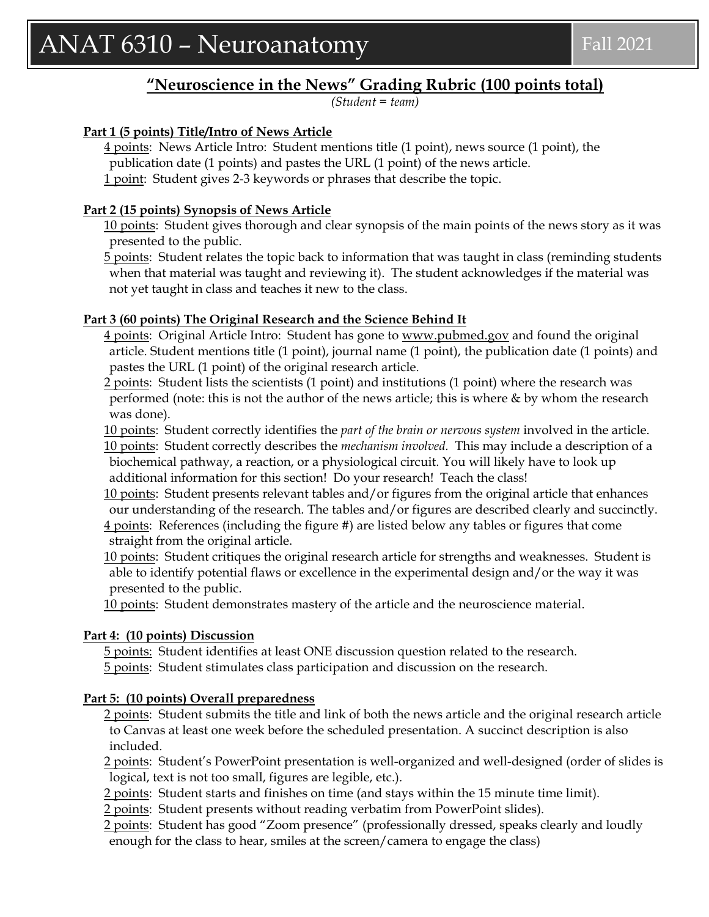# ANAT 6310 – Neuroanatomy

Fall 2021

## "Neuroscience in the News" Grading Rubric (100 points total)

*(Student = team)*

### Part 1 (5 points) Title/Intro of News Article

<u>4 points</u>: News Article Intro: Student mentions title (1 point), news source (1 point), the publication date (1 points) and pastes the URL (1 point) of the news article.

<u>1 point</u>: Student gives 2-3 keywords or phrases that describe the topic.

### Part 2 (15 points) Synopsis of News Article

<u>10 points</u>: Student gives thorough and clear synopsis of the main points of the news story as it was presented to the public.

<u>5 points</u>: Student relates the topic back to information that was taught in class (reminding students when that material was taught and reviewing it). The student acknowledges if the material was not yet taught in class and teaches it new to the class.

### Part 3 (60 points) The Original Research and the Science Behind It

<u>4 points</u>: Original Article Intro: Student has gone to www.pubmed.gov and found the original article. Student mentions title (1 point), journal name (1 point), the publication date (1 points) and pastes the URL (1 point) of the original research article.

<u>2 points</u>: Student lists the scientists (1 point) and institutions (1 point) where the research was performed (note: this is not the author of the news article; this is where & by whom the research was done).

<u>10 points</u>: Student correctly identifies the *part of the brain or nervous system* involved in the article.

<u>10 points</u>: Student correctly describes the *mechanism involved*. This may include a description of a biochemical pathway, a reaction, or a physiological circuit. You will likely have to look up additional information for this section! Do your research! Teach the class!

<u>10 points</u>: Student presents relevant tables and/or figures from the original article that enhances our understanding of the research. The tables and/or figures are described clearly and succinctly.

<u>4 points</u>: References (including the figure #) are listed below any tables or figures that come straight from the original article.

<u>10 points</u>: Student critiques the original research article for strengths and weaknesses. Student is able to identify potential flaws or excellence in the experimental design and/or the way it was presented to the public.

<u>10 points</u>: Student demonstrates mastery of the article and the neuroscience material.

### Part 4: (10 points) Discussion

<u>5 points:</u> Student identifies at least ONE discussion question related to the research.

<u>5 points</u>: Student stimulates class participation and discussion on the research.

### Part 5: (10 points) Overall preparedness

<u>2 points</u>: Student submits the title and link of both the news article and the original research article to Canvas at least one week before the scheduled presentation. A succinct description is also included.

<u>2 points</u>: Student's PowerPoint presentation is well-organized and well-designed (order of slides is logical, text is not too small, figures are legible, etc.).

<u>2 points</u>: Student starts and finishes on time (and stays within the 15 minute time limit).

<u>2 points</u>: Student presents without reading verbatim from PowerPoint slides).

<u>2 points</u>: Student has good "Zoom presence" (professionally dressed, speaks clearly and loudly enough for the class to hear, smiles at the screen/camera to engage the class)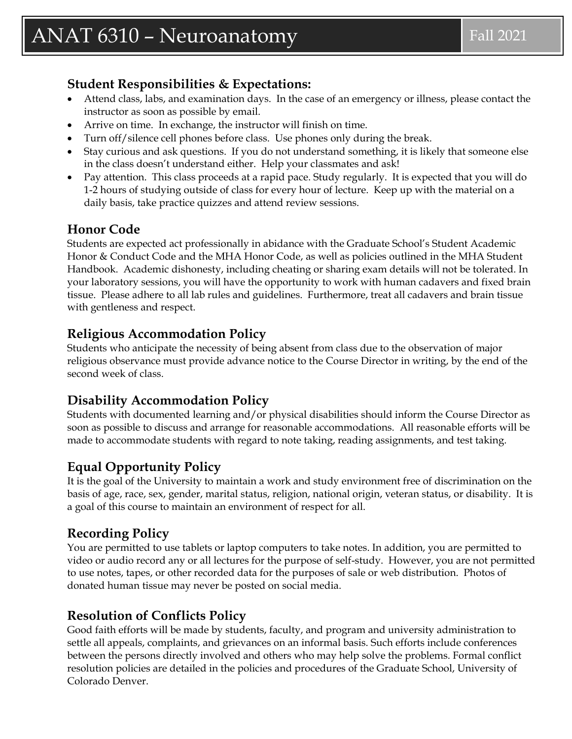## Student Responsibilities & Expectations:

- Attend class, labs, and examination days. In the case of an emergency or illness, please contact the instructor as soon as possible by email.
- Arrive on time. In exchange, the instructor will finish on time.
- Turn off/silence cell phones before class. Use phones only during the break.
- Stay curious and ask questions. If you do not understand something, it is likely that someone else in the class doesn't understand either. Help your classmates and ask!
- Pay attention. This class proceeds at a rapid pace. Study regularly. It is expected that you will do 1-2 hours of studying outside of class for every hour of lecture. Keep up with the material on a daily basis, take practice quizzes and attend review sessions.

## Honor Code

Students are expected act professionally in abidance with the Graduate School's Student Academic Honor & Conduct Code and the MHA Honor Code, as well as policies outlined in the MHA Student Handbook. Academic dishonesty, including cheating or sharing exam details will not be tolerated. In your laboratory sessions, you will have the opportunity to work with human cadavers and fixed brain tissue. Please adhere to all lab rules and guidelines. Furthermore, treat all cadavers and brain tissue with gentleness and respect.

## Religious Accommodation Policy

Students who anticipate the necessity of being absent from class due to the observation of major religious observance must provide advance notice to the Course Director in writing, by the end of the second week of class.

## Disability Accommodation Policy

Students with documented learning and/or physical disabilities should inform the Course Director as soon as possible to discuss and arrange for reasonable accommodations. All reasonable efforts will be made to accommodate students with regard to note taking, reading assignments, and test taking.

## Equal Opportunity Policy

It is the goal of the University to maintain a work and study environment free of discrimination on the basis of age, race, sex, gender, marital status, religion, national origin, veteran status, or disability. It is a goal of this course to maintain an environment of respect for all.

## Recording Policy

You are permitted to use tablets or laptop computers to take notes. In addition, you are permitted to video or audio record any or all lectures for the purpose of self-study. However, you are not permitted to use notes, tapes, or other recorded data for the purposes of sale or web distribution. Photos of donated human tissue may never be posted on social media.

## Resolution of Conflicts Policy

Good faith efforts will be made by students, faculty, and program and university administration to settle all appeals, complaints, and grievances on an informal basis. Such efforts include conferences between the persons directly involved and others who may help solve the problems. Formal conflict resolution policies are detailed in the policies and procedures of the Graduate School, University of Colorado Denver.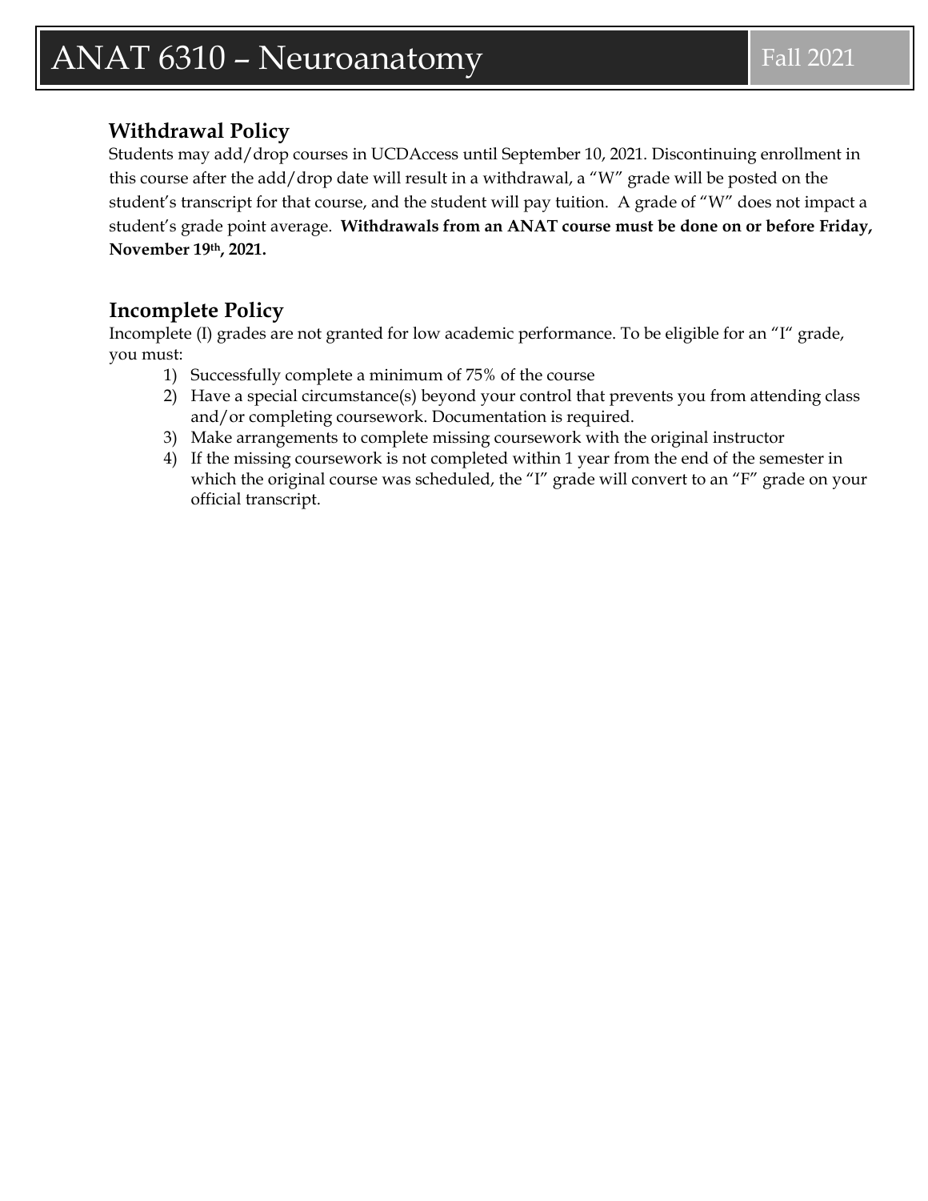## Withdrawal Policy

Students may add/drop courses in UCDAccess until September 10, 2021. Discontinuing enrollment in this course after the add/drop date will result in a withdrawal, a "W" grade will be posted on the student's transcript for that course, and the student will pay tuition. A grade of "W" does not impact a student's grade point average. **Withdrawals from an ANAT course must be done on or before Friday, November 19th, 2021.**

## Incomplete Policy

Incomplete (I) grades are not granted for low academic performance. To be eligible for an "I" grade, you must:

1) Successfully complete a minimum of 75% of the course
2) Have a special circumstance(s) beyond your control that prevents you from attending class and/or completing coursework. Documentation is required.
3) Make arrangements to complete missing coursework with the original instructor
4) If the missing coursework is not completed within 1 year from the end of the semester in which the original course was scheduled, the "I" grade will convert to an "F" grade on your official transcript.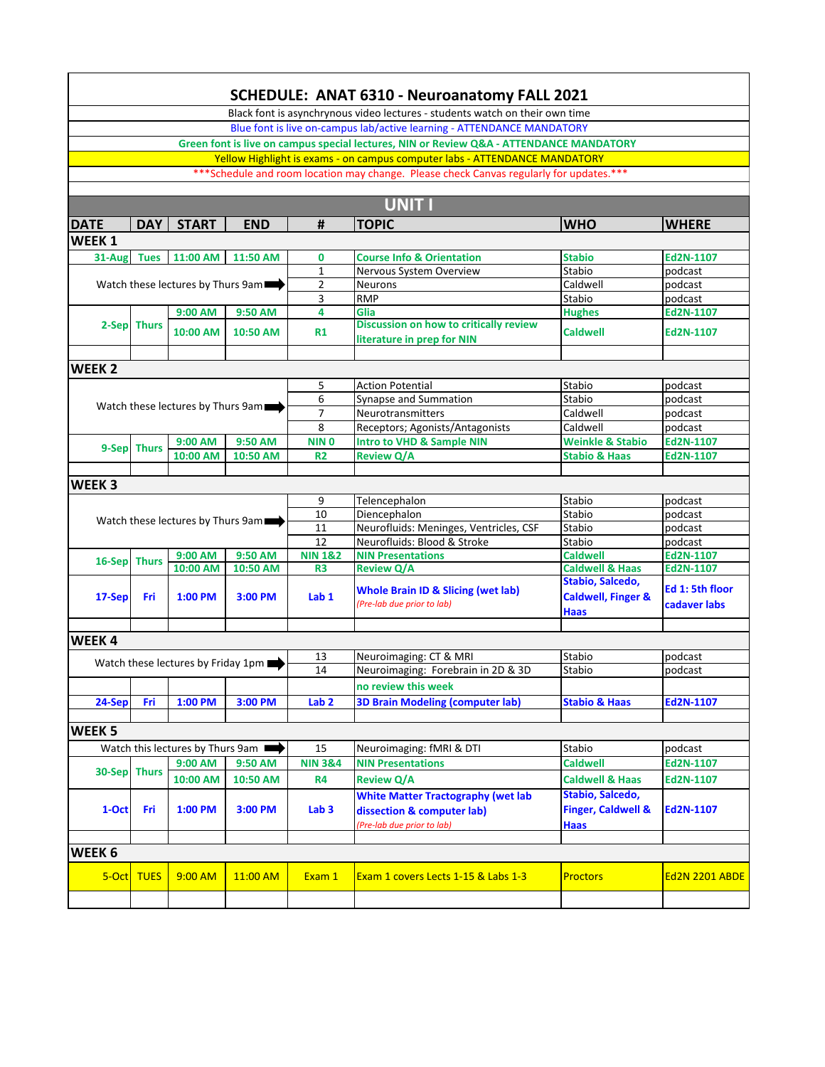# SCHEDULE: ANAT 6310 - Neuroanatomy FALL 2021

Black font is asynchrynous video lectures - students watch on their own time

Blue font is live on-campus lab/active learning - ATTENDANCE MANDATORY

**Green font is live on campus special lectures, NIN or Review Q&A - ATTENDANCE MANDATORY**

Yellow Highlight is exams - on campus computer labs - ATTENDANCE MANDATORY

***Schedule and room location may change. Please check Canvas regularly for updates.***

## UNIT I

| DATE | DAY | START | END | # | TOPIC | WHO | WHERE |
|---|---|---|---|---|---|---|---|
| **WEEK 1** | | | | | | | |
| **31-Aug** | **Tues** | **11:00 AM** | **11:50 AM** | **0** | **Course Info & Orientation** | **Stabio** | **Ed2N-1107** |
| Watch these lectures by Thurs 9am ➡ | | | | 1 | Nervous System Overview | Stabio | podcast |
| | | | | 2 | Neurons | Caldwell | podcast |
| | | | | 3 | RMP | Stabio | podcast |
| **2-Sep** | **Thurs** | **9:00 AM** | **9:50 AM** | **4** | **Glia** | **Hughes** | **Ed2N-1107** |
| | | **10:00 AM** | **10:50 AM** | **R1** | **Discussion on how to critically review literature in prep for NIN** | **Caldwell** | **Ed2N-1107** |
| **WEEK 2** | | | | | | | |
| Watch these lectures by Thurs 9am ➡ | | | | 5 | Action Potential | Stabio | podcast |
| | | | | 6 | Synapse and Summation | Stabio | podcast |
| | | | | 7 | Neurotransmitters | Caldwell | podcast |
| | | | | 8 | Receptors; Agonists/Antagonists | Caldwell | podcast |
| **9-Sep** | **Thurs** | **9:00 AM** | **9:50 AM** | **NIN 0** | **Intro to VHD & Sample NIN** | **Weinkle & Stabio** | **Ed2N-1107** |
| | | **10:00 AM** | **10:50 AM** | **R2** | **Review Q/A** | **Stabio & Haas** | **Ed2N-1107** |
| **WEEK 3** | | | | | | | |
| Watch these lectures by Thurs 9am ➡ | | | | 9 | Telencephalon | Stabio | podcast |
| | | | | 10 | Diencephalon | Stabio | podcast |
| | | | | 11 | Neurofluids: Meninges, Ventricles, CSF | Stabio | podcast |
| | | | | 12 | Neurofluids: Blood & Stroke | Stabio | podcast |
| **16-Sep** | **Thurs** | **9:00 AM** | **9:50 AM** | **NIN 1&2** | **NIN Presentations** | **Caldwell** | **Ed2N-1107** |
| | | **10:00 AM** | **10:50 AM** | **R3** | **Review Q/A** | **Caldwell & Haas** | **Ed2N-1107** |
| **17-Sep** | **Fri** | **1:00 PM** | **3:00 PM** | **Lab 1** | **Whole Brain ID & Slicing (wet lab)** *(Pre-lab due prior to lab)* | **Stabio, Salcedo, Caldwell, Finger & Haas** | **Ed 1: 5th floor cadaver labs** |
| **WEEK 4** | | | | | | | |
| Watch these lectures by Friday 1pm ➡ | | | | 13 | Neuroimaging: CT & MRI | Stabio | podcast |
| | | | | 14 | Neuroimaging: Forebrain in 2D & 3D | Stabio | podcast |
| | | | | | **no review this week** | | |
| **24-Sep** | **Fri** | **1:00 PM** | **3:00 PM** | **Lab 2** | **3D Brain Modeling (computer lab)** | **Stabio & Haas** | **Ed2N-1107** |
| **WEEK 5** | | | | | | | |
| Watch this lectures by Thurs 9am ➡ | | | | 15 | Neuroimaging: fMRI & DTI | Stabio | podcast |
| **30-Sep** | **Thurs** | **9:00 AM** | **9:50 AM** | **NIN 3&4** | **NIN Presentations** | **Caldwell** | **Ed2N-1107** |
| | | **10:00 AM** | **10:50 AM** | **R4** | **Review Q/A** | **Caldwell & Haas** | **Ed2N-1107** |
| **1-Oct** | **Fri** | **1:00 PM** | **3:00 PM** | **Lab 3** | **White Matter Tractography (wet lab dissection & computer lab)** *(Pre-lab due prior to lab)* | **Stabio, Salcedo, Finger, Caldwell & Haas** | **Ed2N-1107** |
| **WEEK 6** | | | | | | | |
| 5-Oct | TUES | 9:00 AM | 11:00 AM | Exam 1 | Exam 1 covers Lects 1-15 & Labs 1-3 | Proctors | Ed2N 2201 ABDE |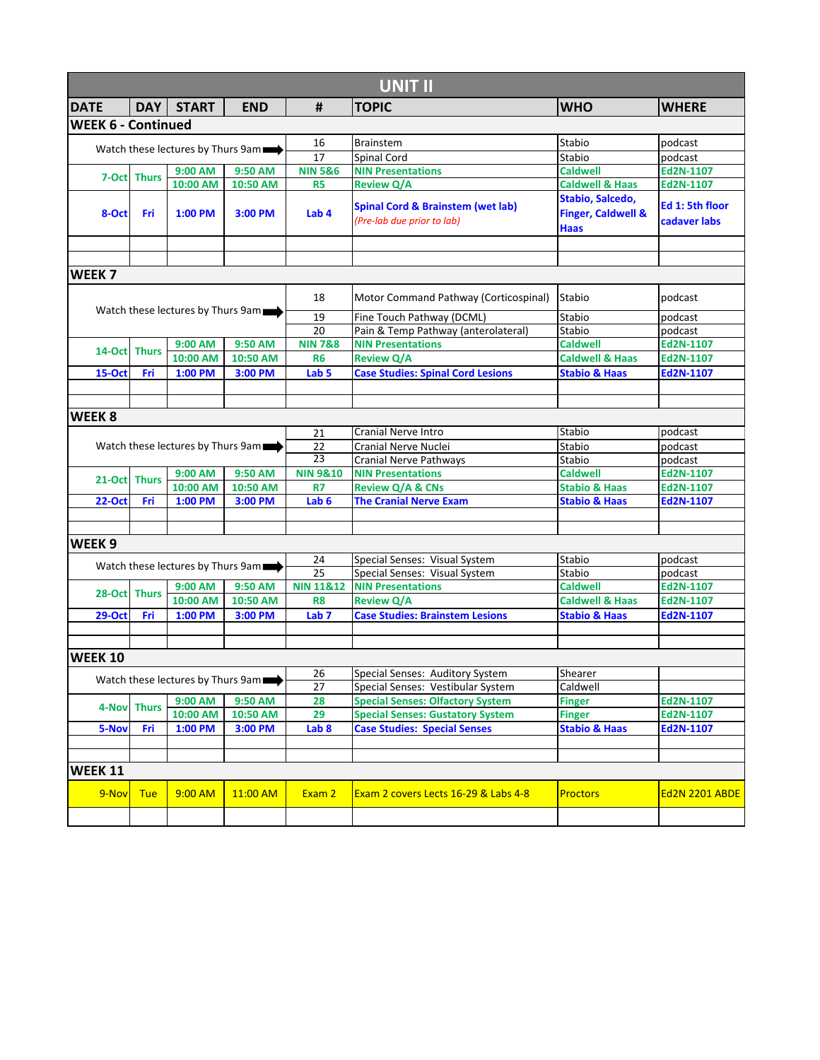| UNIT II | | | | | | | |
|---|---|---|---|---|---|---|---|
| DATE | DAY | START | END | # | TOPIC | WHO | WHERE |
| **WEEK 6 - Continued** | | | | | | | |
| Watch these lectures by Thurs 9am ➡ | | | | 16 | Brainstem | Stabio | podcast |
| | | | | 17 | Spinal Cord | Stabio | podcast |
| 7-Oct | Thurs | 9:00 AM | 9:50 AM | NIN 5&6 | NIN Presentations | Caldwell | Ed2N-1107 |
| | | 10:00 AM | 10:50 AM | R5 | Review Q/A | Caldwell & Haas | Ed2N-1107 |
| 8-Oct | Fri | 1:00 PM | 3:00 PM | Lab 4 | Spinal Cord & Brainstem (wet lab) *(Pre-lab due prior to lab)* | Stabio, Salcedo, Finger, Caldwell & Haas | Ed 1: 5th floor cadaver labs |
| | | | | | | | |
| | | | | | | | |
| **WEEK 7** | | | | | | | |
| Watch these lectures by Thurs 9am ➡ | | | | 18 | Motor Command Pathway (Corticospinal) | Stabio | podcast |
| | | | | 19 | Fine Touch Pathway (DCML) | Stabio | podcast |
| | | | | 20 | Pain & Temp Pathway (anterolateral) | Stabio | podcast |
| 14-Oct | Thurs | 9:00 AM | 9:50 AM | NIN 7&8 | NIN Presentations | Caldwell | Ed2N-1107 |
| | | 10:00 AM | 10:50 AM | R6 | Review Q/A | Caldwell & Haas | Ed2N-1107 |
| 15-Oct | Fri | 1:00 PM | 3:00 PM | Lab 5 | Case Studies: Spinal Cord Lesions | Stabio & Haas | Ed2N-1107 |
| | | | | | | | |
| | | | | | | | |
| **WEEK 8** | | | | | | | |
| Watch these lectures by Thurs 9am ➡ | | | | 21 | Cranial Nerve Intro | Stabio | podcast |
| | | | | 22 | Cranial Nerve Nuclei | Stabio | podcast |
| | | | | 23 | Cranial Nerve Pathways | Stabio | podcast |
| 21-Oct | Thurs | 9:00 AM | 9:50 AM | NIN 9&10 | NIN Presentations | Caldwell | Ed2N-1107 |
| | | 10:00 AM | 10:50 AM | R7 | Review Q/A & CNs | Stabio & Haas | Ed2N-1107 |
| 22-Oct | Fri | 1:00 PM | 3:00 PM | Lab 6 | The Cranial Nerve Exam | Stabio & Haas | Ed2N-1107 |
| | | | | | | | |
| | | | | | | | |
| **WEEK 9** | | | | | | | |
| Watch these lectures by Thurs 9am ➡ | | | | 24 | Special Senses: Visual System | Stabio | podcast |
| | | | | 25 | Special Senses: Visual System | Stabio | podcast |
| 28-Oct | Thurs | 9:00 AM | 9:50 AM | NIN 11&12 | NIN Presentations | Caldwell | Ed2N-1107 |
| | | 10:00 AM | 10:50 AM | R8 | Review Q/A | Caldwell & Haas | Ed2N-1107 |
| 29-Oct | Fri | 1:00 PM | 3:00 PM | Lab 7 | Case Studies: Brainstem Lesions | Stabio & Haas | Ed2N-1107 |
| | | | | | | | |
| | | | | | | | |
| **WEEK 10** | | | | | | | |
| Watch these lectures by Thurs 9am ➡ | | | | 26 | Special Senses: Auditory System | Shearer | |
| | | | | 27 | Special Senses: Vestibular System | Caldwell | |
| 4-Nov | Thurs | 9:00 AM | 9:50 AM | 28 | Special Senses: Olfactory System | Finger | Ed2N-1107 |
| | | 10:00 AM | 10:50 AM | 29 | Special Senses: Gustatory System | Finger | Ed2N-1107 |
| 5-Nov | Fri | 1:00 PM | 3:00 PM | Lab 8 | Case Studies: Special Senses | Stabio & Haas | Ed2N-1107 |
| | | | | | | | |
| | | | | | | | |
| **WEEK 11** | | | | | | | |
| 9-Nov | Tue | 9:00 AM | 11:00 AM | Exam 2 | Exam 2 covers Lects 16-29 & Labs 4-8 | Proctors | Ed2N 2201 ABDE |
| | | | | | | | |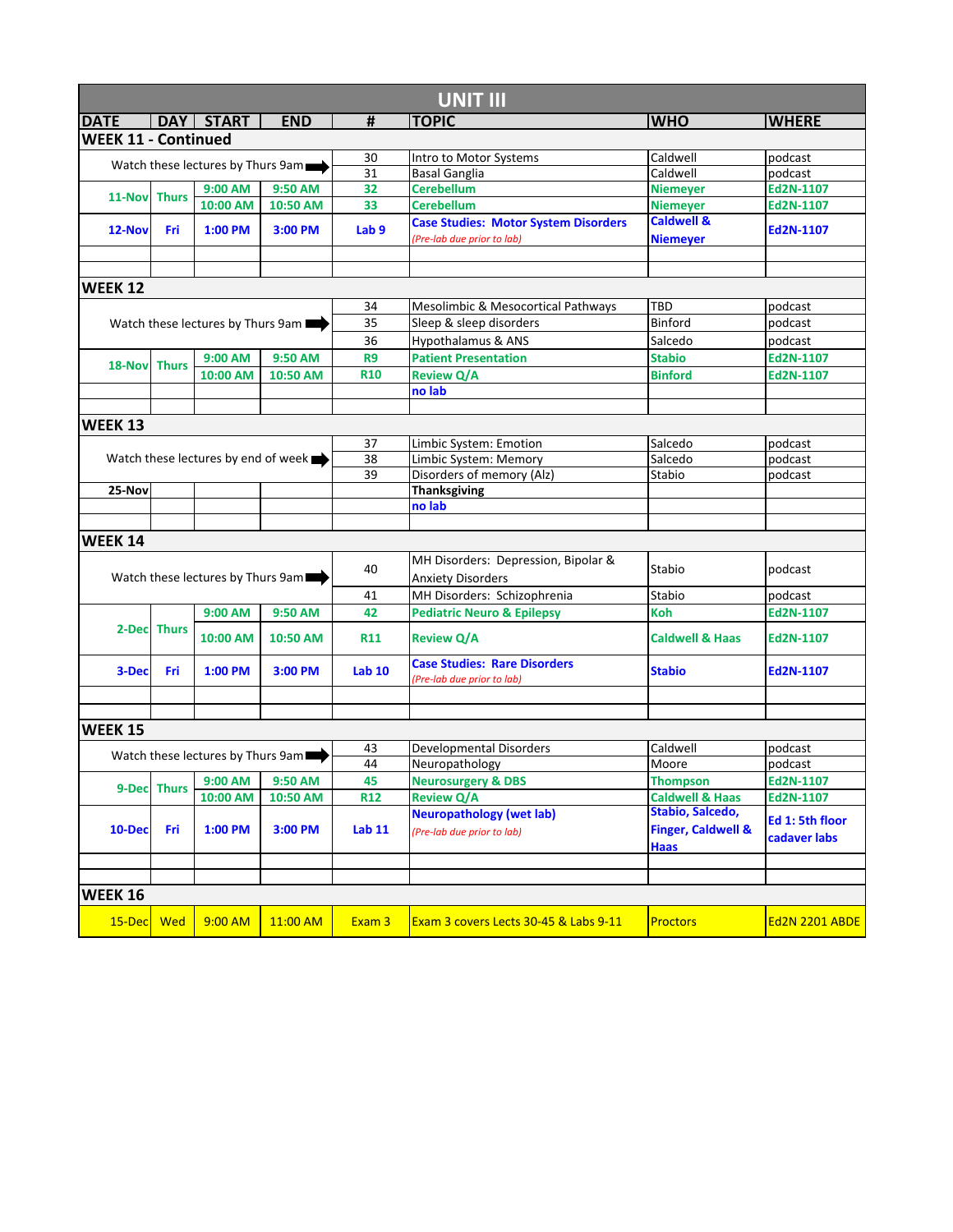## UNIT III

| DATE | DAY | START | END | # | TOPIC | WHO | WHERE |
|---|---|---|---|---|---|---|---|
| **WEEK 11 - Continued** | | | | | | | |
| Watch these lectures by Thurs 9am ➡ | | | | 30 | Intro to Motor Systems | Caldwell | podcast |
| | | | | 31 | Basal Ganglia | Caldwell | podcast |
| 11-Nov | Thurs | 9:00 AM | 9:50 AM | 32 | Cerebellum | Niemeyer | Ed2N-1107 |
| | | 10:00 AM | 10:50 AM | 33 | Cerebellum | Niemeyer | Ed2N-1107 |
| 12-Nov | Fri | 1:00 PM | 3:00 PM | Lab 9 | Case Studies: Motor System Disorders *(Pre-lab due prior to lab)* | Caldwell & Niemeyer | Ed2N-1107 |
| **WEEK 12** | | | | | | | |
| Watch these lectures by Thurs 9am ➡ | | | | 34 | Mesolimbic & Mesocortical Pathways | TBD | podcast |
| | | | | 35 | Sleep & sleep disorders | Binford | podcast |
| | | | | 36 | Hypothalamus & ANS | Salcedo | podcast |
| 18-Nov | Thurs | 9:00 AM | 9:50 AM | R9 | Patient Presentation | Stabio | Ed2N-1107 |
| | | 10:00 AM | 10:50 AM | R10 | Review Q/A | Binford | Ed2N-1107 |
| | | | | | no lab | | |
| **WEEK 13** | | | | | | | |
| Watch these lectures by end of week ➡ | | | | 37 | Limbic System: Emotion | Salcedo | podcast |
| | | | | 38 | Limbic System: Memory | Salcedo | podcast |
| | | | | 39 | Disorders of memory (Alz) | Stabio | podcast |
| 25-Nov | | | | | Thanksgiving | | |
| | | | | | no lab | | |
| **WEEK 14** | | | | | | | |
| Watch these lectures by Thurs 9am ➡ | | | | 40 | MH Disorders: Depression, Bipolar & Anxiety Disorders | Stabio | podcast |
| | | | | 41 | MH Disorders: Schizophrenia | Stabio | podcast |
| 2-Dec | Thurs | 9:00 AM | 9:50 AM | 42 | Pediatric Neuro & Epilepsy | Koh | Ed2N-1107 |
| | | 10:00 AM | 10:50 AM | R11 | Review Q/A | Caldwell & Haas | Ed2N-1107 |
| 3-Dec | Fri | 1:00 PM | 3:00 PM | Lab 10 | Case Studies: Rare Disorders *(Pre-lab due prior to lab)* | Stabio | Ed2N-1107 |
| **WEEK 15** | | | | | | | |
| Watch these lectures by Thurs 9am ➡ | | | | 43 | Developmental Disorders | Caldwell | podcast |
| | | | | 44 | Neuropathology | Moore | podcast |
| 9-Dec | Thurs | 9:00 AM | 9:50 AM | 45 | Neurosurgery & DBS | Thompson | Ed2N-1107 |
| | | 10:00 AM | 10:50 AM | R12 | Review Q/A | Caldwell & Haas | Ed2N-1107 |
| 10-Dec | Fri | 1:00 PM | 3:00 PM | Lab 11 | Neuropathology (wet lab) *(Pre-lab due prior to lab)* | Stabio, Salcedo, Finger, Caldwell & Haas | Ed 1: 5th floor cadaver labs |
| **WEEK 16** | | | | | | | |
| 15-Dec | Wed | 9:00 AM | 11:00 AM | Exam 3 | Exam 3 covers Lects 30-45 & Labs 9-11 | Proctors | Ed2N 2201 ABDE |